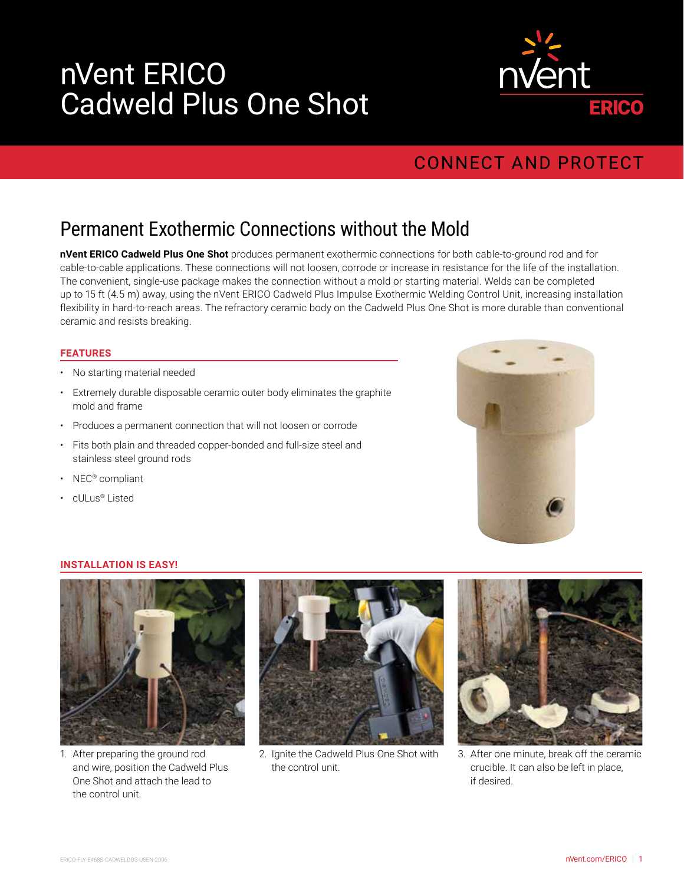# nVent ERICO Cadweld Plus One Shot

CONNECT AND PROTECT

## Permanent Exothermic Connections without the Mold

**nVent ERICO Cadweld Plus One Shot** produces permanent exothermic connections for both cable-to-ground rod and for cable-to-cable applications. These connections will not loosen, corrode or increase in resistance for the life of the installation. The convenient, single-use package makes the connection without a mold or starting material. Welds can be completed up to 15 ft (4.5 m) away, using the nVent ERICO Cadweld Plus Impulse Exothermic Welding Control Unit, increasing installation flexibility in hard-to-reach areas. The refractory ceramic body on the Cadweld Plus One Shot is more durable than conventional ceramic and resists breaking.

### FEATURES

- No starting material needed
- Extremely durable disposable ceramic outer body eliminates the graphite mold and frame
- Produces a permanent connection that will not loosen or corrode
- Fits both plain and threaded copper-bonded and full-size steel and stainless steel ground rods
- NEC® compliant
- cULus® Listed

### INSTALLATION IS EASY!

1. After preparing the ground rod and wire, position the Cadweld Plus One Shot and attach the lead to the control unit.
2. Ignite the Cadweld Plus One Shot with the control unit.
3. After one minute, break off the ceramic crucible. It can also be left in place, if desired.

ERICO-FLY-E468S-CADWELDOS-USEN-2006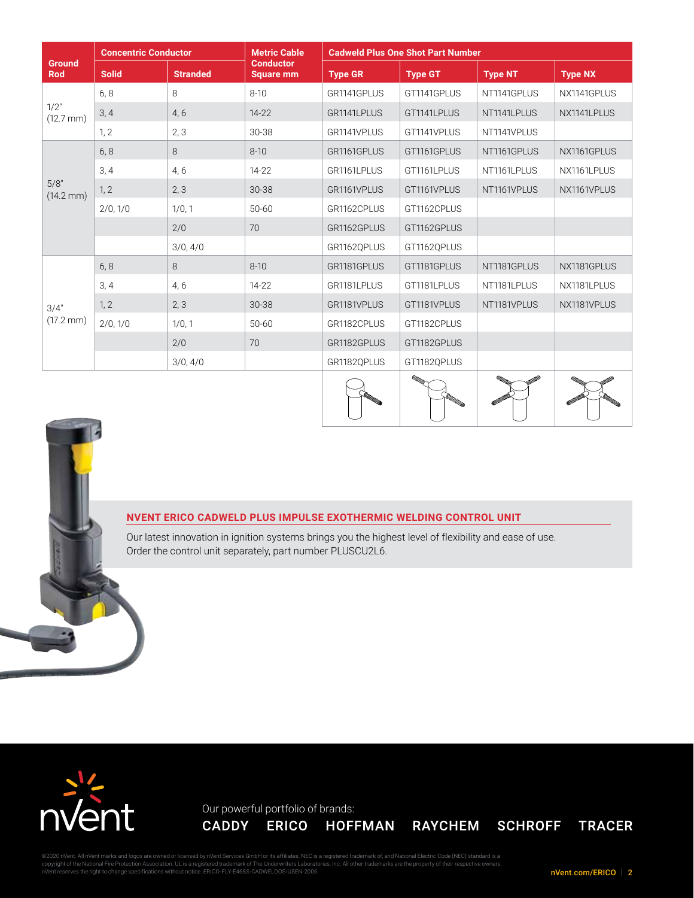| Ground Rod | Concentric Conductor | | Metric Cable Conductor Square mm | Cadweld Plus One Shot Part Number | | | |
|---|---|---|---|---|---|---|---|
| | Solid | Stranded | | Type GR | Type GT | Type NT | Type NX |
| 1/2" (12.7 mm) | 6, 8 | 8 | 8-10 | GR1141GPLUS | GT1141GPLUS | NT1141GPLUS | NX1141GPLUS |
| | 3, 4 | 4, 6 | 14-22 | GR1141LPLUS | GT1141LPLUS | NT1141LPLUS | NX1141LPLUS |
| | 1, 2 | 2, 3 | 30-38 | GR1141VPLUS | GT1141VPLUS | NT1141VPLUS | |
| 5/8" (14.2 mm) | 6, 8 | 8 | 8-10 | GR1161GPLUS | GT1161GPLUS | NT1161GPLUS | NX1161GPLUS |
| | 3, 4 | 4, 6 | 14-22 | GR1161LPLUS | GT1161LPLUS | NT1161LPLUS | NX1161LPLUS |
| | 1, 2 | 2, 3 | 30-38 | GR1161VPLUS | GT1161VPLUS | NT1161VPLUS | NX1161VPLUS |
| | 2/0, 1/0 | 1/0, 1 | 50-60 | GR1162CPLUS | GT1162CPLUS | | |
| | | 2/0 | 70 | GR1162GPLUS | GT1162GPLUS | | |
| | | 3/0, 4/0 | | GR1162QPLUS | GT1162QPLUS | | |
| 3/4" (17.2 mm) | 6, 8 | 8 | 8-10 | GR1181GPLUS | GT1181GPLUS | NT1181GPLUS | NX1181GPLUS |
| | 3, 4 | 4, 6 | 14-22 | GR1181LPLUS | GT1181LPLUS | NT1181LPLUS | NX1181LPLUS |
| | 1, 2 | 2, 3 | 30-38 | GR1181VPLUS | GT1181VPLUS | NT1181VPLUS | NX1181VPLUS |
| | 2/0, 1/0 | 1/0, 1 | 50-60 | GR1182CPLUS | GT1182CPLUS | | |
| | | 2/0 | 70 | GR1182GPLUS | GT1182GPLUS | | |
| | | 3/0, 4/0 | | GR1182QPLUS | GT1182QPLUS | | |

## NVENT ERICO CADWELD PLUS IMPULSE EXOTHERMIC WELDING CONTROL UNIT

Our latest innovation in ignition systems brings you the highest level of flexibility and ease of use. Order the control unit separately, part number PLUSCU2L6.

Our powerful portfolio of brands:

CADDY ERICO HOFFMAN RAYCHEM SCHROFF TRACER

©2020 nVent. All nVent marks and logos are owned or licensed by nVent Services GmbH or its affiliates. NEC is a registered trademark of, and National Electric Code (NEC) standard is a copyright of the National Fire Protection Association. UL is a registered trademark of The Underwriters Laboratories, Inc. All other trademarks are the property of their respective owners. nVent reserves the right to change specifications without notice. ERICO-FLY-E468S-CADWELDOS-USEN-2006

nVent.com/ERICO